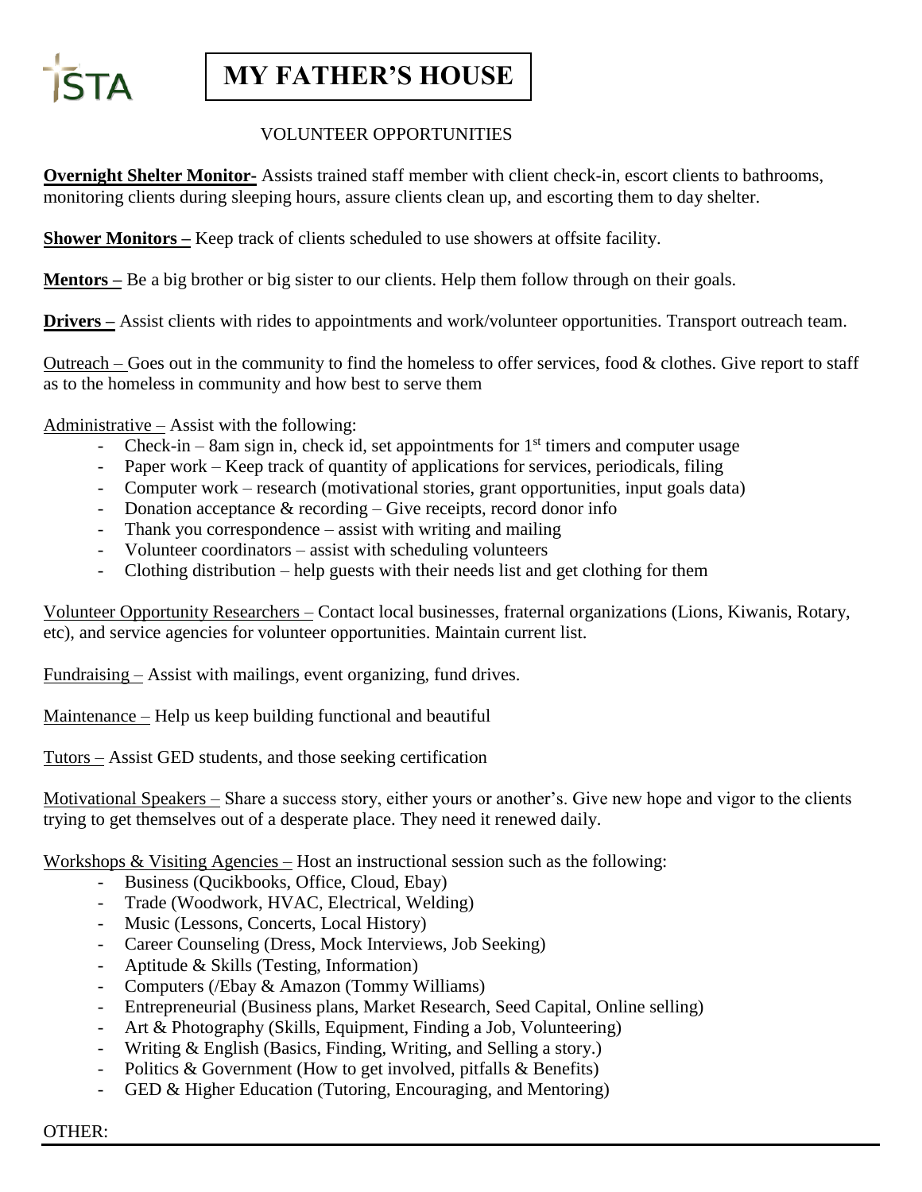ISTA

# MY FATHER'S HOUSE

VOLUNTEER OPPORTUNITIES

**Overnight Shelter Monitor-** Assists trained staff member with client check-in, escort clients to bathrooms, monitoring clients during sleeping hours, assure clients clean up, and escorting them to day shelter.

**Shower Monitors –** Keep track of clients scheduled to use showers at offsite facility.

**Mentors –** Be a big brother or big sister to our clients. Help them follow through on their goals.

**Drivers –** Assist clients with rides to appointments and work/volunteer opportunities. Transport outreach team.

Outreach – Goes out in the community to find the homeless to offer services, food & clothes. Give report to staff as to the homeless in community and how best to serve them

Administrative – Assist with the following:

- Check-in – 8am sign in, check id, set appointments for 1st timers and computer usage
- Paper work – Keep track of quantity of applications for services, periodicals, filing
- Computer work – research (motivational stories, grant opportunities, input goals data)
- Donation acceptance & recording – Give receipts, record donor info
- Thank you correspondence – assist with writing and mailing
- Volunteer coordinators – assist with scheduling volunteers
- Clothing distribution – help guests with their needs list and get clothing for them

Volunteer Opportunity Researchers – Contact local businesses, fraternal organizations (Lions, Kiwanis, Rotary, etc), and service agencies for volunteer opportunities. Maintain current list.

Fundraising – Assist with mailings, event organizing, fund drives.

Maintenance – Help us keep building functional and beautiful

Tutors – Assist GED students, and those seeking certification

Motivational Speakers – Share a success story, either yours or another's. Give new hope and vigor to the clients trying to get themselves out of a desperate place. They need it renewed daily.

Workshops & Visiting Agencies – Host an instructional session such as the following:

- Business (Qucikbooks, Office, Cloud, Ebay)
- Trade (Woodwork, HVAC, Electrical, Welding)
- Music (Lessons, Concerts, Local History)
- Career Counseling (Dress, Mock Interviews, Job Seeking)
- Aptitude & Skills (Testing, Information)
- Computers (/Ebay & Amazon (Tommy Williams)
- Entrepreneurial (Business plans, Market Research, Seed Capital, Online selling)
- Art & Photography (Skills, Equipment, Finding a Job, Volunteering)
- Writing & English (Basics, Finding, Writing, and Selling a story.)
- Politics & Government (How to get involved, pitfalls & Benefits)
- GED & Higher Education (Tutoring, Encouraging, and Mentoring)

OTHER: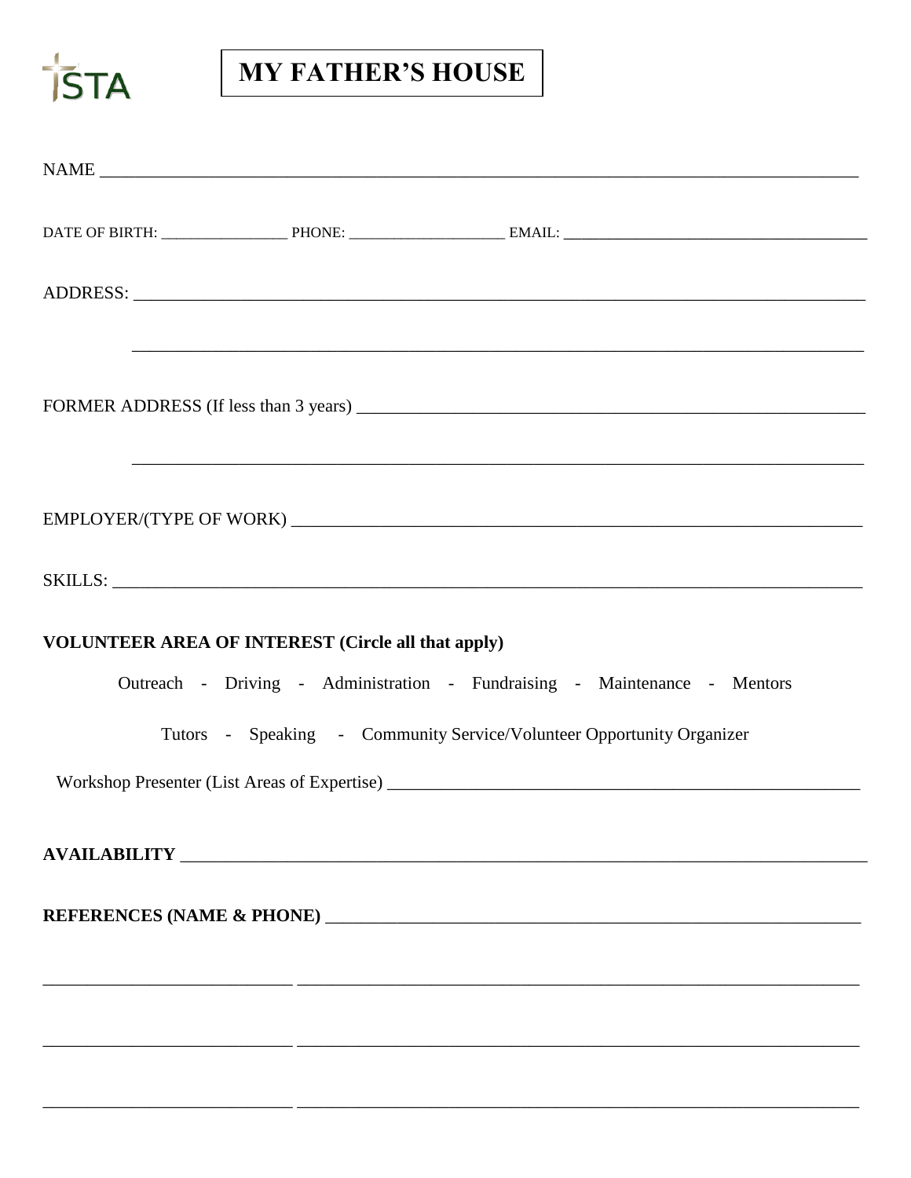STA

# MY FATHER'S HOUSE

NAME ____________________________________________________________________________________

DATE OF BIRTH: _________________ PHONE: _____________________ EMAIL: _______________________________________

ADDRESS: _________________________________________________________________________________

_________________________________________________________________________________

FORMER ADDRESS (If less than 3 years) ____________________________________________________________

_________________________________________________________________________________

EMPLOYER/(TYPE OF WORK) ___________________________________________________________________

SKILLS: __________________________________________________________________________________

**VOLUNTEER AREA OF INTEREST (Circle all that apply)**

Outreach - Driving - Administration - Fundraising - Maintenance - Mentors

Tutors - Speaking - Community Service/Volunteer Opportunity Organizer

Workshop Presenter (List Areas of Expertise) ______________________________________________________

**AVAILABILITY** ________________________________________________________________________________

**REFERENCES (NAME & PHONE)** _______________________________________________________________

____________________________ _________________________________________________________________

____________________________ _________________________________________________________________

____________________________ _________________________________________________________________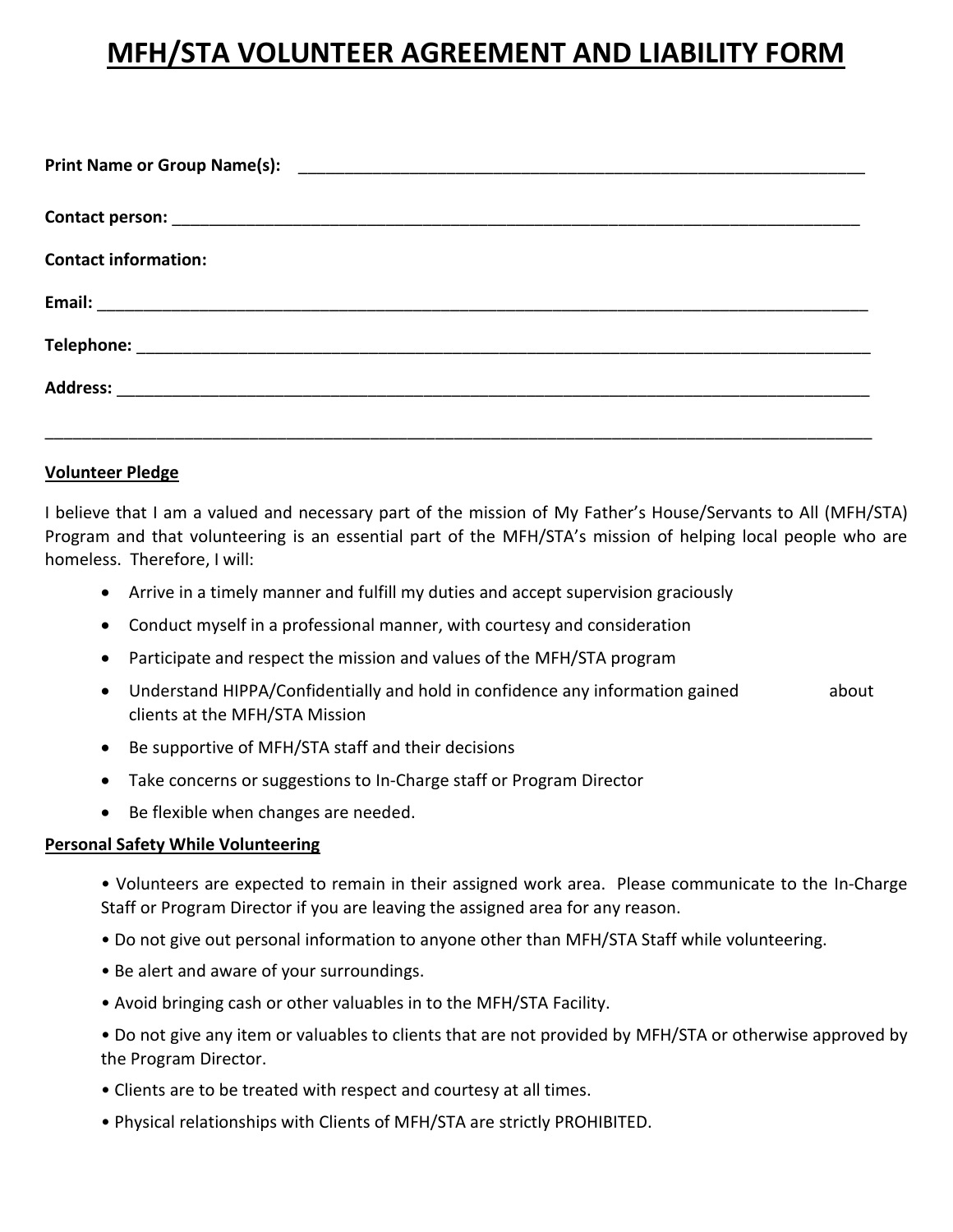# MFH/STA VOLUNTEER AGREEMENT AND LIABILITY FORM

**Print Name or Group Name(s):** ___________________________________________________________

**Contact person:** _________________________________________________________________________

**Contact information:**

**Email:** _________________________________________________________________________________

**Telephone:** _____________________________________________________________________________

**Address:** _______________________________________________________________________________

___________________________________________________________________________________________

**Volunteer Pledge**

I believe that I am a valued and necessary part of the mission of My Father's House/Servants to All (MFH/STA) Program and that volunteering is an essential part of the MFH/STA's mission of helping local people who are homeless. Therefore, I will:

- Arrive in a timely manner and fulfill my duties and accept supervision graciously
- Conduct myself in a professional manner, with courtesy and consideration
- Participate and respect the mission and values of the MFH/STA program
- Understand HIPPA/Confidentially and hold in confidence any information gained about clients at the MFH/STA Mission
- Be supportive of MFH/STA staff and their decisions
- Take concerns or suggestions to In-Charge staff or Program Director
- Be flexible when changes are needed.

**Personal Safety While Volunteering**

- Volunteers are expected to remain in their assigned work area. Please communicate to the In-Charge Staff or Program Director if you are leaving the assigned area for any reason.
- Do not give out personal information to anyone other than MFH/STA Staff while volunteering.
- Be alert and aware of your surroundings.
- Avoid bringing cash or other valuables in to the MFH/STA Facility.
- Do not give any item or valuables to clients that are not provided by MFH/STA or otherwise approved by the Program Director.
- Clients are to be treated with respect and courtesy at all times.
- Physical relationships with Clients of MFH/STA are strictly PROHIBITED.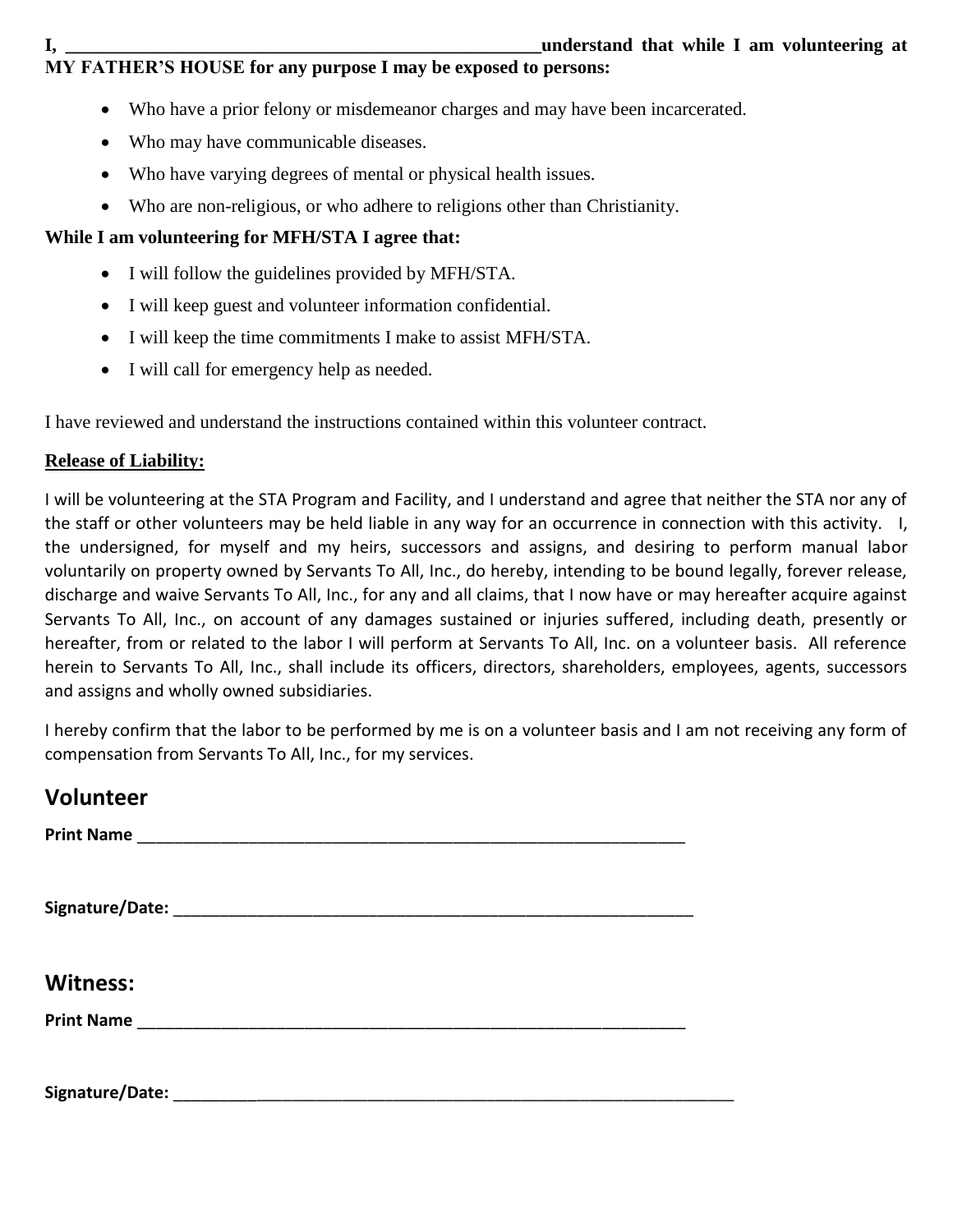**I, \_\_\_\_\_\_\_\_\_\_\_\_\_\_\_\_\_\_\_\_\_\_\_\_\_\_\_\_\_\_\_\_\_\_\_\_\_\_\_\_\_\_\_\_\_\_\_\_\_\_\_understand that while I am volunteering at MY FATHER'S HOUSE for any purpose I may be exposed to persons:**

- Who have a prior felony or misdemeanor charges and may have been incarcerated.
- Who may have communicable diseases.
- Who have varying degrees of mental or physical health issues.
- Who are non-religious, or who adhere to religions other than Christianity.

**While I am volunteering for MFH/STA I agree that:**

- I will follow the guidelines provided by MFH/STA.
- I will keep guest and volunteer information confidential.
- I will keep the time commitments I make to assist MFH/STA.
- I will call for emergency help as needed.

I have reviewed and understand the instructions contained within this volunteer contract.

**Release of Liability:**

I will be volunteering at the STA Program and Facility, and I understand and agree that neither the STA nor any of the staff or other volunteers may be held liable in any way for an occurrence in connection with this activity. I, the undersigned, for myself and my heirs, successors and assigns, and desiring to perform manual labor voluntarily on property owned by Servants To All, Inc., do hereby, intending to be bound legally, forever release, discharge and waive Servants To All, Inc., for any and all claims, that I now have or may hereafter acquire against Servants To All, Inc., on account of any damages sustained or injuries suffered, including death, presently or hereafter, from or related to the labor I will perform at Servants To All, Inc. on a volunteer basis. All reference herein to Servants To All, Inc., shall include its officers, directors, shareholders, employees, agents, successors and assigns and wholly owned subsidiaries.

I hereby confirm that the labor to be performed by me is on a volunteer basis and I am not receiving any form of compensation from Servants To All, Inc., for my services.

## Volunteer

**Print Name** \_\_\_\_\_\_\_\_\_\_\_\_\_\_\_\_\_\_\_\_\_\_\_\_\_\_\_\_\_\_\_\_\_\_\_\_\_\_\_\_\_\_\_\_\_\_\_\_\_\_\_\_\_\_\_\_\_\_\_\_

**Signature/Date:** \_\_\_\_\_\_\_\_\_\_\_\_\_\_\_\_\_\_\_\_\_\_\_\_\_\_\_\_\_\_\_\_\_\_\_\_\_\_\_\_\_\_\_\_\_\_\_\_\_\_\_\_\_\_\_\_\_\_

## Witness:

**Print Name** \_\_\_\_\_\_\_\_\_\_\_\_\_\_\_\_\_\_\_\_\_\_\_\_\_\_\_\_\_\_\_\_\_\_\_\_\_\_\_\_\_\_\_\_\_\_\_\_\_\_\_\_\_\_\_\_\_\_\_\_

**Signature/Date:** \_\_\_\_\_\_\_\_\_\_\_\_\_\_\_\_\_\_\_\_\_\_\_\_\_\_\_\_\_\_\_\_\_\_\_\_\_\_\_\_\_\_\_\_\_\_\_\_\_\_\_\_\_\_\_\_\_\_\_\_\_\_\_